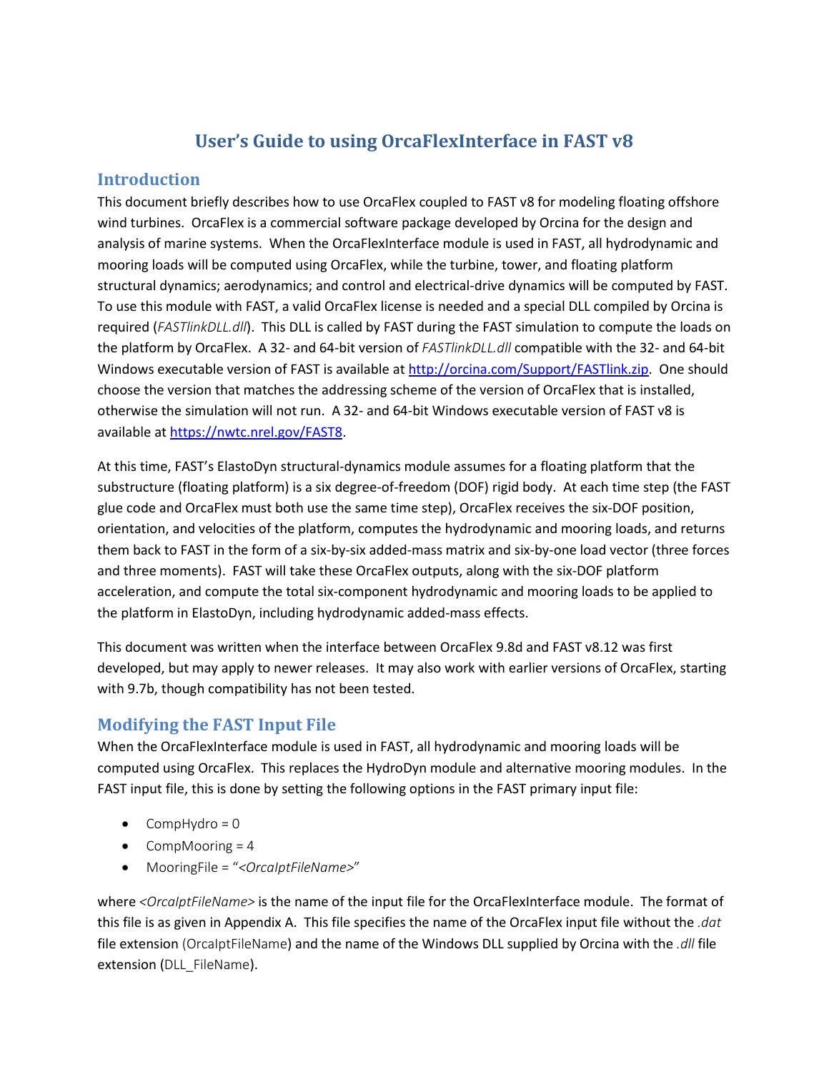# User's Guide to using OrcaFlexInterface in FAST v8

## Introduction

This document briefly describes how to use OrcaFlex coupled to FAST v8 for modeling floating offshore wind turbines. OrcaFlex is a commercial software package developed by Orcina for the design and analysis of marine systems. When the OrcaFlexInterface module is used in FAST, all hydrodynamic and mooring loads will be computed using OrcaFlex, while the turbine, tower, and floating platform structural dynamics; aerodynamics; and control and electrical-drive dynamics will be computed by FAST. To use this module with FAST, a valid OrcaFlex license is needed and a special DLL compiled by Orcina is required (*FASTlinkDLL.dll*). This DLL is called by FAST during the FAST simulation to compute the loads on the platform by OrcaFlex. A 32- and 64-bit version of *FASTlinkDLL.dll* compatible with the 32- and 64-bit Windows executable version of FAST is available at [http://orcina.com/Support/FASTlink.zip](http://orcina.com/Support/FASTlink.zip). One should choose the version that matches the addressing scheme of the version of OrcaFlex that is installed, otherwise the simulation will not run. A 32- and 64-bit Windows executable version of FAST v8 is available at [https://nwtc.nrel.gov/FAST8](https://nwtc.nrel.gov/FAST8).

At this time, FAST's ElastoDyn structural-dynamics module assumes for a floating platform that the substructure (floating platform) is a six degree-of-freedom (DOF) rigid body. At each time step (the FAST glue code and OrcaFlex must both use the same time step), OrcaFlex receives the six-DOF position, orientation, and velocities of the platform, computes the hydrodynamic and mooring loads, and returns them back to FAST in the form of a six-by-six added-mass matrix and six-by-one load vector (three forces and three moments). FAST will take these OrcaFlex outputs, along with the six-DOF platform acceleration, and compute the total six-component hydrodynamic and mooring loads to be applied to the platform in ElastoDyn, including hydrodynamic added-mass effects.

This document was written when the interface between OrcaFlex 9.8d and FAST v8.12 was first developed, but may apply to newer releases. It may also work with earlier versions of OrcaFlex, starting with 9.7b, though compatibility has not been tested.

## Modifying the FAST Input File

When the OrcaFlexInterface module is used in FAST, all hydrodynamic and mooring loads will be computed using OrcaFlex. This replaces the HydroDyn module and alternative mooring modules. In the FAST input file, this is done by setting the following options in the FAST primary input file:

- CompHydro = 0
- CompMooring = 4
- MooringFile = "*<OrcaIptFileName>*"

where *<OrcaIptFileName>* is the name of the input file for the OrcaFlexInterface module. The format of this file is as given in Appendix A. This file specifies the name of the OrcaFlex input file without the *.dat* file extension (OrcaIptFileName) and the name of the Windows DLL supplied by Orcina with the *.dll* file extension (DLL_FileName).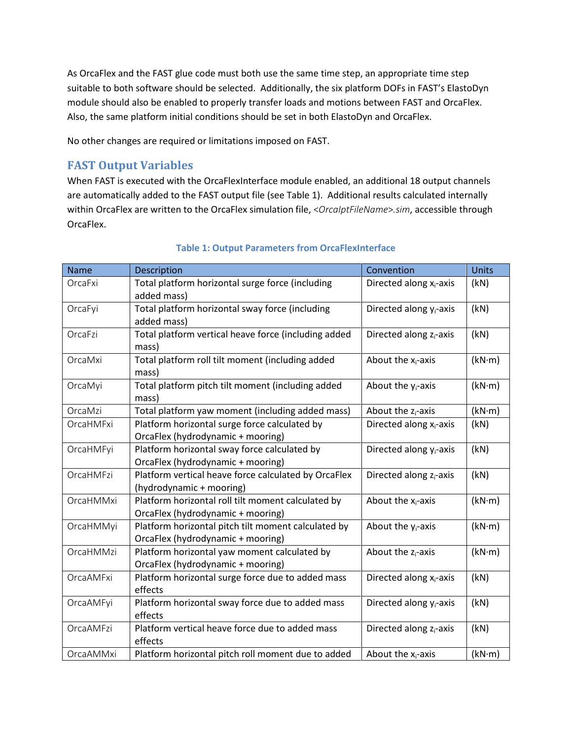As OrcaFlex and the FAST glue code must both use the same time step, an appropriate time step suitable to both software should be selected. Additionally, the six platform DOFs in FAST's ElastoDyn module should also be enabled to properly transfer loads and motions between FAST and OrcaFlex. Also, the same platform initial conditions should be set in both ElastoDyn and OrcaFlex.

No other changes are required or limitations imposed on FAST.

## FAST Output Variables

When FAST is executed with the OrcaFlexInterface module enabled, an additional 18 output channels are automatically added to the FAST output file (see Table 1). Additional results calculated internally within OrcaFlex are written to the OrcaFlex simulation file, *<OrcaIptFileName>.sim*, accessible through OrcaFlex.

**Table 1: Output Parameters from OrcaFlexInterface**

| Name | Description | Convention | Units |
|---|---|---|---|
| OrcaFxi | Total platform horizontal surge force (including added mass) | Directed along $x_i$-axis | (kN) |
| OrcaFyi | Total platform horizontal sway force (including added mass) | Directed along $y_i$-axis | (kN) |
| OrcaFzi | Total platform vertical heave force (including added mass) | Directed along $z_i$-axis | (kN) |
| OrcaMxi | Total platform roll tilt moment (including added mass) | About the $x_i$-axis | (kN·m) |
| OrcaMyi | Total platform pitch tilt moment (including added mass) | About the $y_i$-axis | (kN·m) |
| OrcaMzi | Total platform yaw moment (including added mass) | About the $z_i$-axis | (kN·m) |
| OrcaHMFxi | Platform horizontal surge force calculated by OrcaFlex (hydrodynamic + mooring) | Directed along $x_i$-axis | (kN) |
| OrcaHMFyi | Platform horizontal sway force calculated by OrcaFlex (hydrodynamic + mooring) | Directed along $y_i$-axis | (kN) |
| OrcaHMFzi | Platform vertical heave force calculated by OrcaFlex (hydrodynamic + mooring) | Directed along $z_i$-axis | (kN) |
| OrcaHMMxi | Platform horizontal roll tilt moment calculated by OrcaFlex (hydrodynamic + mooring) | About the $x_i$-axis | (kN·m) |
| OrcaHMMyi | Platform horizontal pitch tilt moment calculated by OrcaFlex (hydrodynamic + mooring) | About the $y_i$-axis | (kN·m) |
| OrcaHMMzi | Platform horizontal yaw moment calculated by OrcaFlex (hydrodynamic + mooring) | About the $z_i$-axis | (kN·m) |
| OrcaAMFxi | Platform horizontal surge force due to added mass effects | Directed along $x_i$-axis | (kN) |
| OrcaAMFyi | Platform horizontal sway force due to added mass effects | Directed along $y_i$-axis | (kN) |
| OrcaAMFzi | Platform vertical heave force due to added mass effects | Directed along $z_i$-axis | (kN) |
| OrcaAMMxi | Platform horizontal pitch roll moment due to added | About the $x_i$-axis | (kN·m) |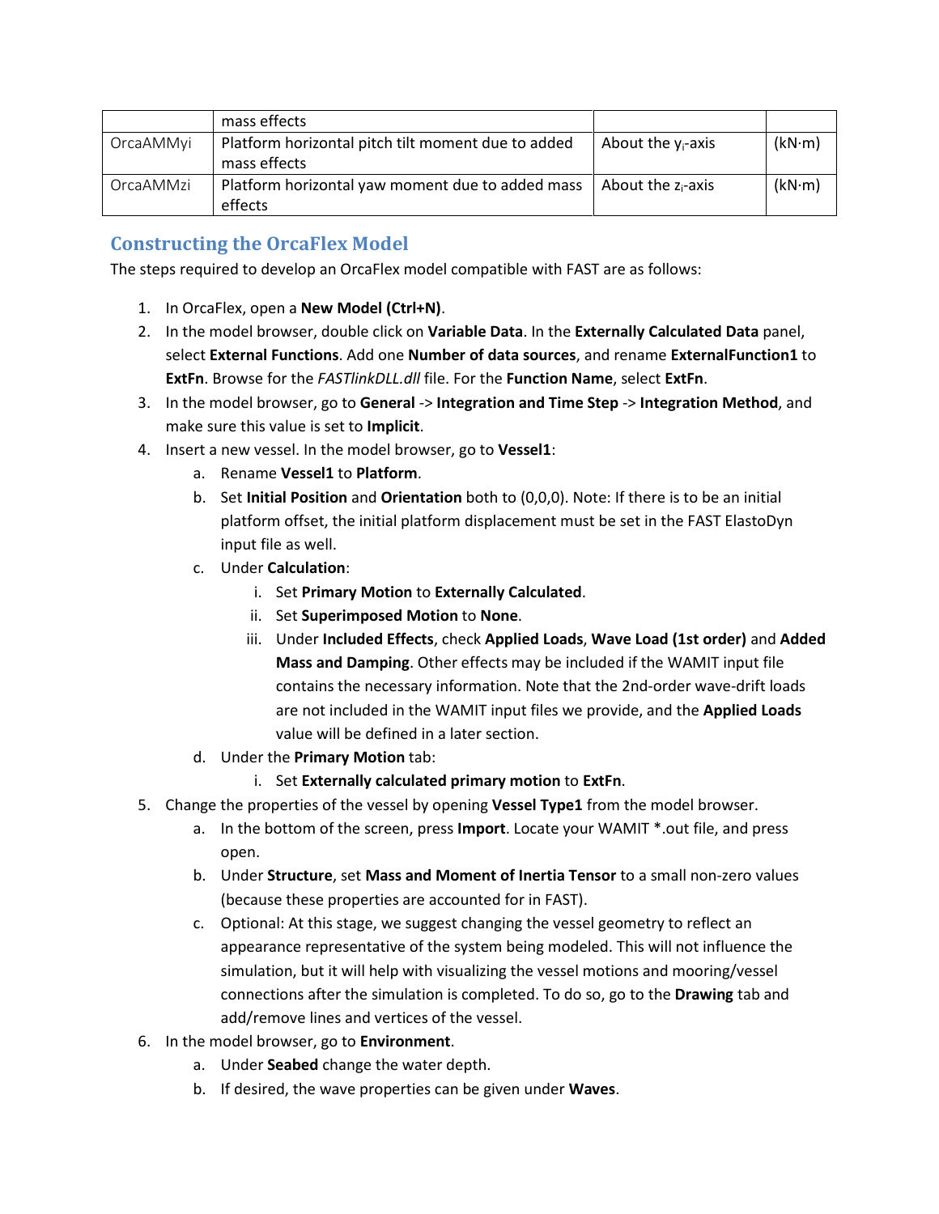| | mass effects | | |
|---|---|---|---|
| OrcaAMMyi | Platform horizontal pitch tilt moment due to added mass effects | About the $y_i$-axis | (kN·m) |
| OrcaAMMzi | Platform horizontal yaw moment due to added mass effects | About the $z_i$-axis | (kN·m) |

## Constructing the OrcaFlex Model

The steps required to develop an OrcaFlex model compatible with FAST are as follows:

1. In OrcaFlex, open a **New Model (Ctrl+N)**.
2. In the model browser, double click on **Variable Data**. In the **Externally Calculated Data** panel, select **External Functions**. Add one **Number of data sources**, and rename **ExternalFunction1** to **ExtFn**. Browse for the *FASTlinkDLL.dll* file. For the **Function Name**, select **ExtFn**.
3. In the model browser, go to **General** -> **Integration and Time Step** -> **Integration Method**, and make sure this value is set to **Implicit**.
4. Insert a new vessel. In the model browser, go to **Vessel1**:
   a. Rename **Vessel1** to **Platform**.
   b. Set **Initial Position** and **Orientation** both to (0,0,0). Note: If there is to be an initial platform offset, the initial platform displacement must be set in the FAST ElastoDyn input file as well.
   c. Under **Calculation**:
      i. Set **Primary Motion** to **Externally Calculated**.
      ii. Set **Superimposed Motion** to **None**.
      iii. Under **Included Effects**, check **Applied Loads**, **Wave Load (1st order)** and **Added Mass and Damping**. Other effects may be included if the WAMIT input file contains the necessary information. Note that the 2nd-order wave-drift loads are not included in the WAMIT input files we provide, and the **Applied Loads** value will be defined in a later section.
   d. Under the **Primary Motion** tab:
      i. Set **Externally calculated primary motion** to **ExtFn**.
5. Change the properties of the vessel by opening **Vessel Type1** from the model browser.
   a. In the bottom of the screen, press **Import**. Locate your WAMIT *.out file, and press open.
   b. Under **Structure**, set **Mass and Moment of Inertia Tensor** to a small non-zero values (because these properties are accounted for in FAST).
   c. Optional: At this stage, we suggest changing the vessel geometry to reflect an appearance representative of the system being modeled. This will not influence the simulation, but it will help with visualizing the vessel motions and mooring/vessel connections after the simulation is completed. To do so, go to the **Drawing** tab and add/remove lines and vertices of the vessel.
6. In the model browser, go to **Environment**.
   a. Under **Seabed** change the water depth.
   b. If desired, the wave properties can be given under **Waves**.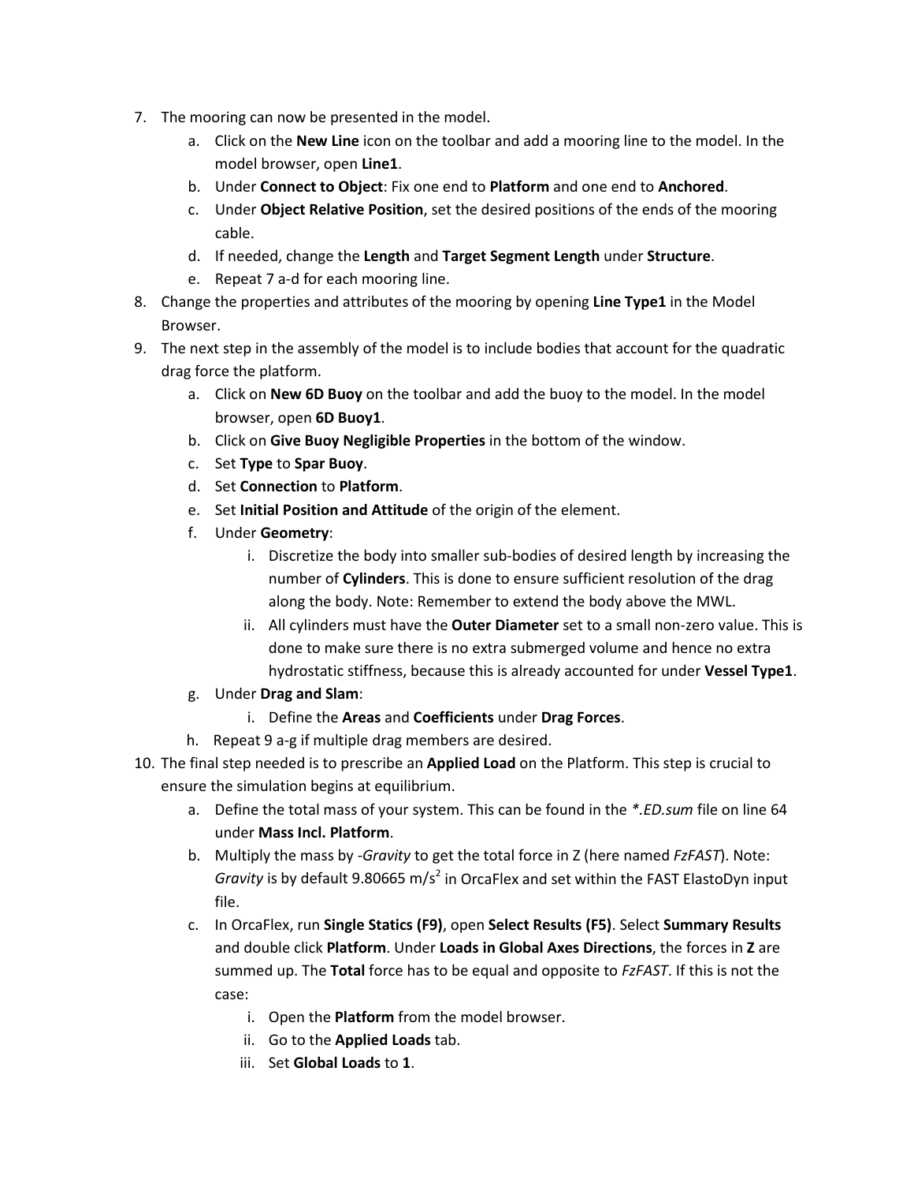7. The mooring can now be presented in the model.
    a. Click on the **New Line** icon on the toolbar and add a mooring line to the model. In the model browser, open **Line1**.
    b. Under **Connect to Object**: Fix one end to **Platform** and one end to **Anchored**.
    c. Under **Object Relative Position**, set the desired positions of the ends of the mooring cable.
    d. If needed, change the **Length** and **Target Segment Length** under **Structure**.
    e. Repeat 7 a-d for each mooring line.
8. Change the properties and attributes of the mooring by opening **Line Type1** in the Model Browser.
9. The next step in the assembly of the model is to include bodies that account for the quadratic drag force the platform.
    a. Click on **New 6D Buoy** on the toolbar and add the buoy to the model. In the model browser, open **6D Buoy1**.
    b. Click on **Give Buoy Negligible Properties** in the bottom of the window.
    c. Set **Type** to **Spar Buoy**.
    d. Set **Connection** to **Platform**.
    e. Set **Initial Position and Attitude** of the origin of the element.
    f. Under **Geometry**:
        i. Discretize the body into smaller sub-bodies of desired length by increasing the number of **Cylinders**. This is done to ensure sufficient resolution of the drag along the body. Note: Remember to extend the body above the MWL.
        ii. All cylinders must have the **Outer Diameter** set to a small non-zero value. This is done to make sure there is no extra submerged volume and hence no extra hydrostatic stiffness, because this is already accounted for under **Vessel Type1**.
    g. Under **Drag and Slam**:
        i. Define the **Areas** and **Coefficients** under **Drag Forces**.
    h. Repeat 9 a-g if multiple drag members are desired.
10. The final step needed is to prescribe an **Applied Load** on the Platform. This step is crucial to ensure the simulation begins at equilibrium.
    a. Define the total mass of your system. This can be found in the *\*.ED.sum* file on line 64 under **Mass Incl. Platform**.
    b. Multiply the mass by -*Gravity* to get the total force in Z (here named *FzFAST*). Note: *Gravity* is by default 9.80665 m/s$^2$ in OrcaFlex and set within the FAST ElastoDyn input file.
    c. In OrcaFlex, run **Single Statics (F9)**, open **Select Results (F5)**. Select **Summary Results** and double click **Platform**. Under **Loads in Global Axes Directions**, the forces in **Z** are summed up. The **Total** force has to be equal and opposite to *FzFAST*. If this is not the case:
        i. Open the **Platform** from the model browser.
        ii. Go to the **Applied Loads** tab.
        iii. Set **Global Loads** to **1**.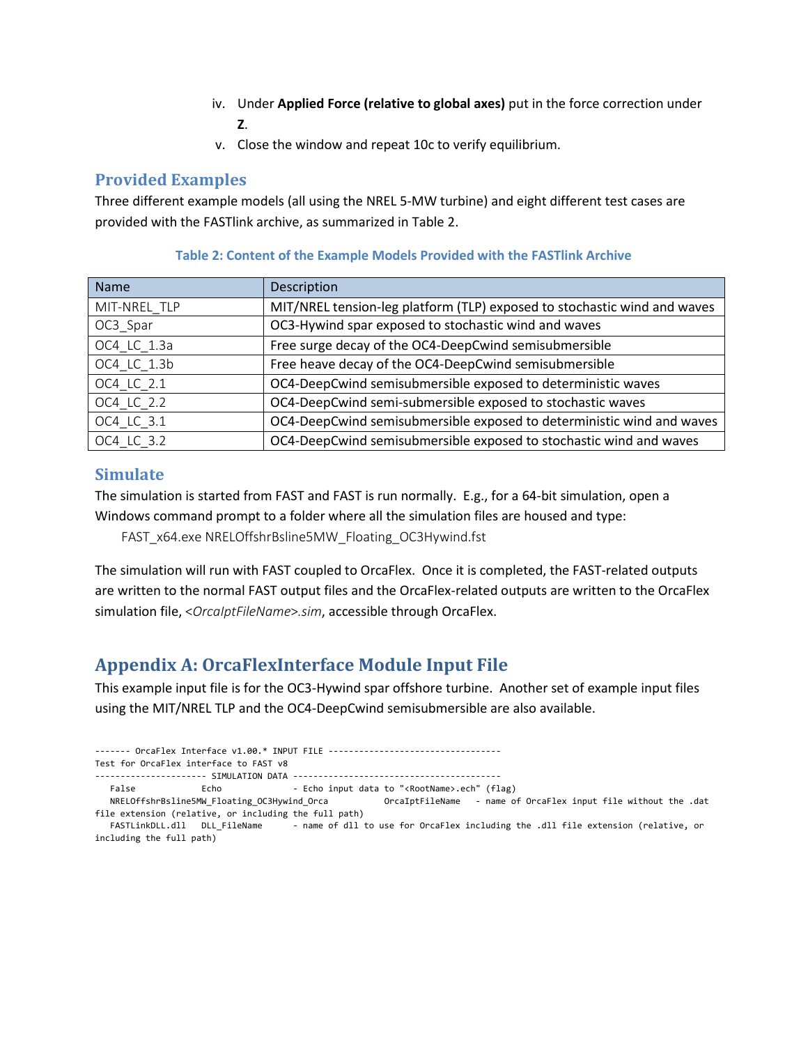iv. Under **Applied Force (relative to global axes)** put in the force correction under **Z**.

v. Close the window and repeat 10c to verify equilibrium.

## Provided Examples

Three different example models (all using the NREL 5-MW turbine) and eight different test cases are provided with the FASTlink archive, as summarized in Table 2.

**Table 2: Content of the Example Models Provided with the FASTlink Archive**

| Name | Description |
|---|---|
| MIT-NREL_TLP | MIT/NREL tension-leg platform (TLP) exposed to stochastic wind and waves |
| OC3_Spar | OC3-Hywind spar exposed to stochastic wind and waves |
| OC4_LC_1.3a | Free surge decay of the OC4-DeepCwind semisubmersible |
| OC4_LC_1.3b | Free heave decay of the OC4-DeepCwind semisubmersible |
| OC4_LC_2.1 | OC4-DeepCwind semisubmersible exposed to deterministic waves |
| OC4_LC_2.2 | OC4-DeepCwind semi-submersible exposed to stochastic waves |
| OC4_LC_3.1 | OC4-DeepCwind semisubmersible exposed to deterministic wind and waves |
| OC4_LC_3.2 | OC4-DeepCwind semisubmersible exposed to stochastic wind and waves |

## Simulate

The simulation is started from FAST and FAST is run normally. E.g., for a 64-bit simulation, open a Windows command prompt to a folder where all the simulation files are housed and type:

```
FAST_x64.exe NRELOffshrBsline5MW_Floating_OC3Hywind.fst
```

The simulation will run with FAST coupled to OrcaFlex. Once it is completed, the FAST-related outputs are written to the normal FAST output files and the OrcaFlex-related outputs are written to the OrcaFlex simulation file, *<OrcaIptFileName>.sim*, accessible through OrcaFlex.

## Appendix A: OrcaFlexInterface Module Input File

This example input file is for the OC3-Hywind spar offshore turbine. Another set of example input files using the MIT/NREL TLP and the OC4-DeepCwind semisubmersible are also available.

```
------- OrcaFlex Interface v1.00.* INPUT FILE ----------------------------------
Test for OrcaFlex interface to FAST v8
--------------------- SIMULATION DATA ----------------------------------------
   False            Echo             - Echo input data to "<RootName>.ech" (flag)
   NRELOffshrBsline5MW_Floating_OC3Hywind_Orca           OrcaIptFileName   - name of OrcaFlex input file without the .dat
file extension (relative, or including the full path)
   FASTLinkDLL.dll   DLL_FileName      - name of dll to use for OrcaFlex including the .dll file extension (relative, or
including the full path)
```